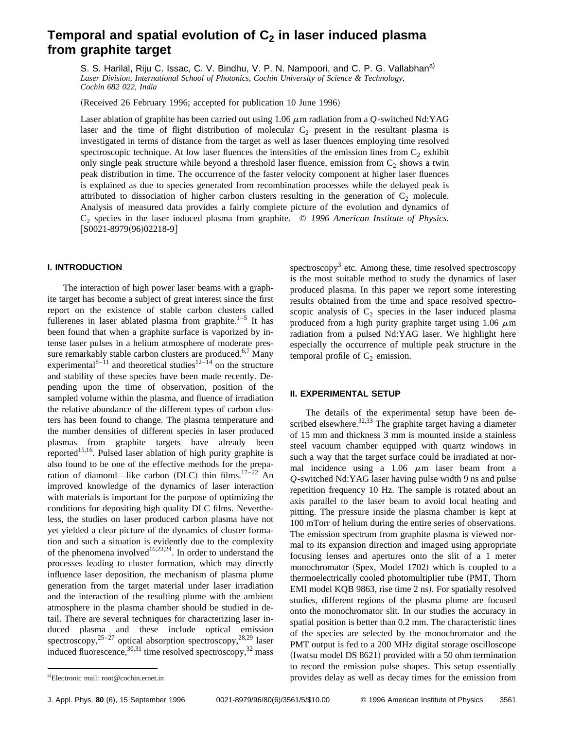# Temporal and spatial evolution of $C_2$ in laser induced plasma from graphite target

S. S. Harilal, Riju C. Issac, C. V. Bindhu, V. P. N. Nampoori, and C. P. G. Vallabhan[a]

*Laser Division, International School of Photonics, Cochin University of Science & Technology, Cochin 682 022, India*

(Received 26 February 1996; accepted for publication 10 June 1996)

Laser ablation of graphite has been carried out using 1.06 $\mu$m radiation from a *Q*-switched Nd:YAG laser and the time of flight distribution of molecular $C_2$ present in the resultant plasma is investigated in terms of distance from the target as well as laser fluences employing time resolved spectroscopic technique. At low laser fluences the intensities of the emission lines from $C_2$ exhibit only single peak structure while beyond a threshold laser fluence, emission from $C_2$ shows a twin peak distribution in time. The occurrence of the faster velocity component at higher laser fluences is explained as due to species generated from recombination processes while the delayed peak is attributed to dissociation of higher carbon clusters resulting in the generation of $C_2$ molecule. Analysis of measured data provides a fairly complete picture of the evolution and dynamics of $C_2$ species in the laser induced plasma from graphite. © *1996 American Institute of Physics.* [S0021-8979(96)02218-9]

## I. INTRODUCTION

The interaction of high power laser beams with a graphite target has become a subject of great interest since the first report on the existence of stable carbon clusters called fullerenes in laser ablated plasma from graphite.[1–5] It has been found that when a graphite surface is vaporized by intense laser pulses in a helium atmosphere of moderate pressure remarkably stable carbon clusters are produced.[6,7] Many experimental[8–11] and theoretical studies[12–14] on the structure and stability of these species have been made recently. Depending upon the time of observation, position of the sampled volume within the plasma, and fluence of irradiation the relative abundance of the different types of carbon clusters has been found to change. The plasma temperature and the number densities of different species in laser produced plasmas from graphite targets have already been reported[15,16]. Pulsed laser ablation of high purity graphite is also found to be one of the effective methods for the preparation of diamond—like carbon (DLC) thin films.[17–22] An improved knowledge of the dynamics of laser interaction with materials is important for the purpose of optimizing the conditions for depositing high quality DLC films. Nevertheless, the studies on laser produced carbon plasma have not yet yielded a clear picture of the dynamics of cluster formation and such a situation is evidently due to the complexity of the phenomena involved[16,23,24]. In order to understand the processes leading to cluster formation, which may directly influence laser deposition, the mechanism of plasma plume generation from the target material under laser irradiation and the interaction of the resulting plume with the ambient atmosphere in the plasma chamber should be studied in detail. There are several techniques for characterizing laser induced plasma and these include optical emission spectroscopy,[25–27] optical absorption spectroscopy,[28,29] laser induced fluorescence,[30,31] time resolved spectroscopy,[32] mass spectroscopy[3] etc. Among these, time resolved spectroscopy is the most suitable method to study the dynamics of laser produced plasma. In this paper we report some interesting results obtained from the time and space resolved spectroscopic analysis of $C_2$ species in the laser induced plasma produced from a high purity graphite target using 1.06 $\mu$m radiation from a pulsed Nd:YAG laser. We highlight here especially the occurrence of multiple peak structure in the temporal profile of $C_2$ emission.

## II. EXPERIMENTAL SETUP

The details of the experimental setup have been described elsewhere.[32,33] The graphite target having a diameter of 15 mm and thickness 3 mm is mounted inside a stainless steel vacuum chamber equipped with quartz windows in such a way that the target surface could be irradiated at normal incidence using a 1.06 $\mu$m laser beam from a *Q*-switched Nd:YAG laser having pulse width 9 ns and pulse repetition frequency 10 Hz. The sample is rotated about an axis parallel to the laser beam to avoid local heating and pitting. The pressure inside the plasma chamber is kept at 100 mTorr of helium during the entire series of observations. The emission spectrum from graphite plasma is viewed normal to its expansion direction and imaged using appropriate focusing lenses and apertures onto the slit of a 1 meter monochromator (Spex, Model 1702) which is coupled to a thermoelectrically cooled photomultiplier tube (PMT, Thorn EMI model KQB 9863, rise time 2 ns). For spatially resolved studies, different regions of the plasma plume are focused onto the monochromator slit. In our studies the accuracy in spatial position is better than 0.2 mm. The characteristic lines of the species are selected by the monochromator and the PMT output is fed to a 200 MHz digital storage oscilloscope (Iwatsu model DS 8621) provided with a 50 ohm termination to record the emission pulse shapes. This setup essentially provides delay as well as decay times for the emission from

[a]Electronic mail: root@cochin.ernet.in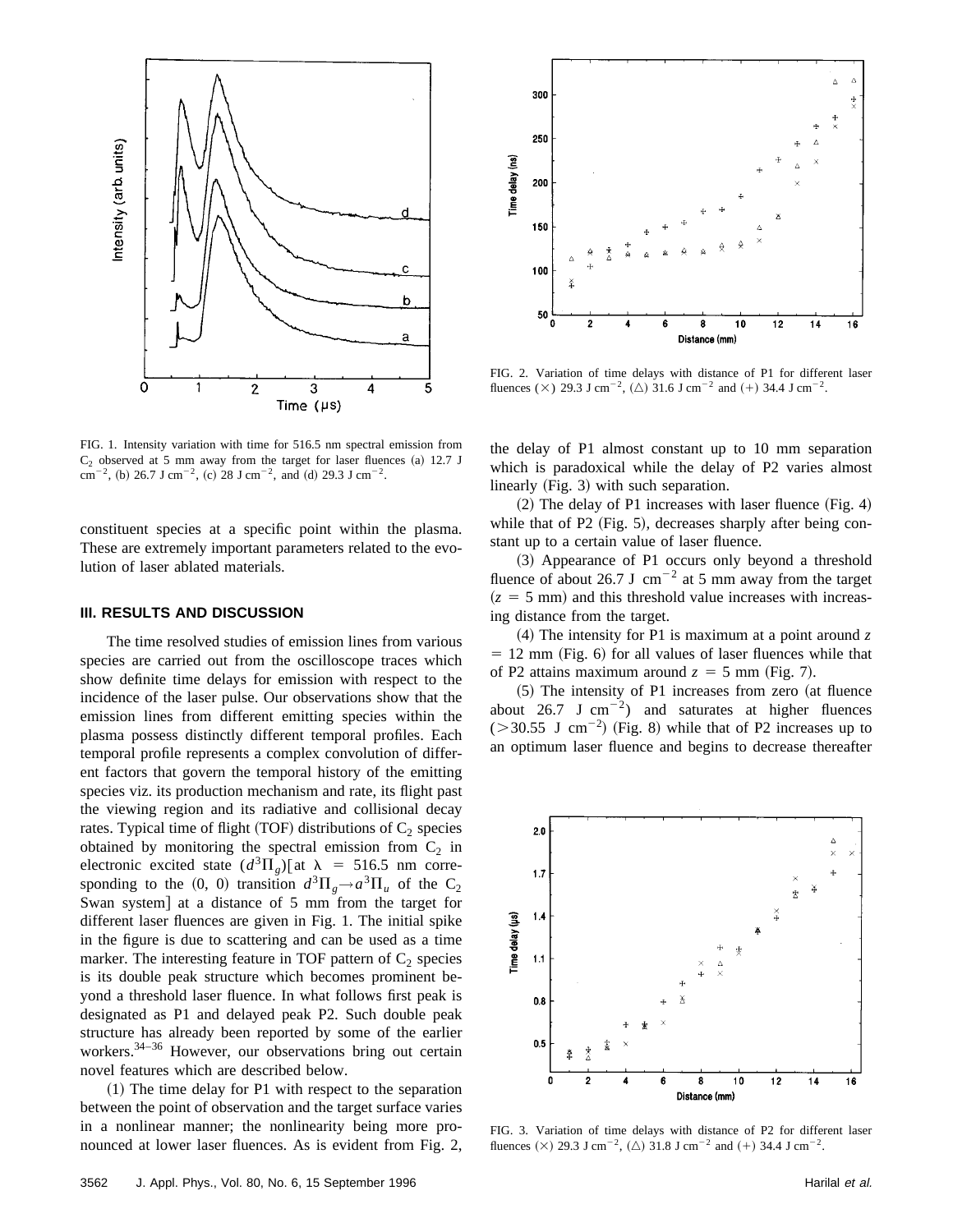FIG. 1. Intensity variation with time for 516.5 nm spectral emission from $C_2$ observed at 5 mm away from the target for laser fluences (a) 12.7 J cm$^{-2}$, (b) 26.7 J cm$^{-2}$, (c) 28 J cm$^{-2}$, and (d) 29.3 J cm$^{-2}$.

constituent species at a specific point within the plasma. These are extremely important parameters related to the evolution of laser ablated materials.

### III. RESULTS AND DISCUSSION

The time resolved studies of emission lines from various species are carried out from the oscilloscope traces which show definite time delays for emission with respect to the incidence of the laser pulse. Our observations show that the emission lines from different emitting species within the plasma possess distinctly different temporal profiles. Each temporal profile represents a complex convolution of different factors that govern the temporal history of the emitting species viz. its production mechanism and rate, its flight past the viewing region and its radiative and collisional decay rates. Typical time of flight (TOF) distributions of $C_2$ species obtained by monitoring the spectral emission from $C_2$ in electronic excited state ($d^3\Pi_g$)[at $\lambda = 516.5$ nm corresponding to the (0, 0) transition $d^3\Pi_g \rightarrow a^3\Pi_u$ of the $C_2$ Swan system] at a distance of 5 mm from the target for different laser fluences are given in Fig. 1. The initial spike in the figure is due to scattering and can be used as a time marker. The interesting feature in TOF pattern of $C_2$ species is its double peak structure which becomes prominent beyond a threshold laser fluence. In what follows first peak is designated as P1 and delayed peak P2. Such double peak structure has already been reported by some of the earlier workers.[34–36] However, our observations bring out certain novel features which are described below.

(1) The time delay for P1 with respect to the separation between the point of observation and the target surface varies in a nonlinear manner; the nonlinearity being more pronounced at lower laser fluences. As is evident from Fig. 2, the delay of P1 almost constant up to 10 mm separation which is paradoxical while the delay of P2 varies almost linearly (Fig. 3) with such separation.

(2) The delay of P1 increases with laser fluence (Fig. 4) while that of P2 (Fig. 5), decreases sharply after being constant up to a certain value of laser fluence.

(3) Appearance of P1 occurs only beyond a threshold fluence of about 26.7 J cm$^{-2}$ at 5 mm away from the target ($z = 5$ mm) and this threshold value increases with increasing distance from the target.

(4) The intensity for P1 is maximum at a point around $z = 12$ mm (Fig. 6) for all values of laser fluences while that of P2 attains maximum around $z = 5$ mm (Fig. 7).

(5) The intensity of P1 increases from zero (at fluence about 26.7 J cm$^{-2}$) and saturates at higher fluences ($>$30.55 J cm$^{-2}$) (Fig. 8) while that of P2 increases up to an optimum laser fluence and begins to decrease thereafter

FIG. 2. Variation of time delays with distance of P1 for different laser fluences (×) 29.3 J cm$^{-2}$, (△) 31.6 J cm$^{-2}$ and (+) 34.4 J cm$^{-2}$.

FIG. 3. Variation of time delays with distance of P2 for different laser fluences (×) 29.3 J cm$^{-2}$, (△) 31.8 J cm$^{-2}$ and (+) 34.4 J cm$^{-2}$.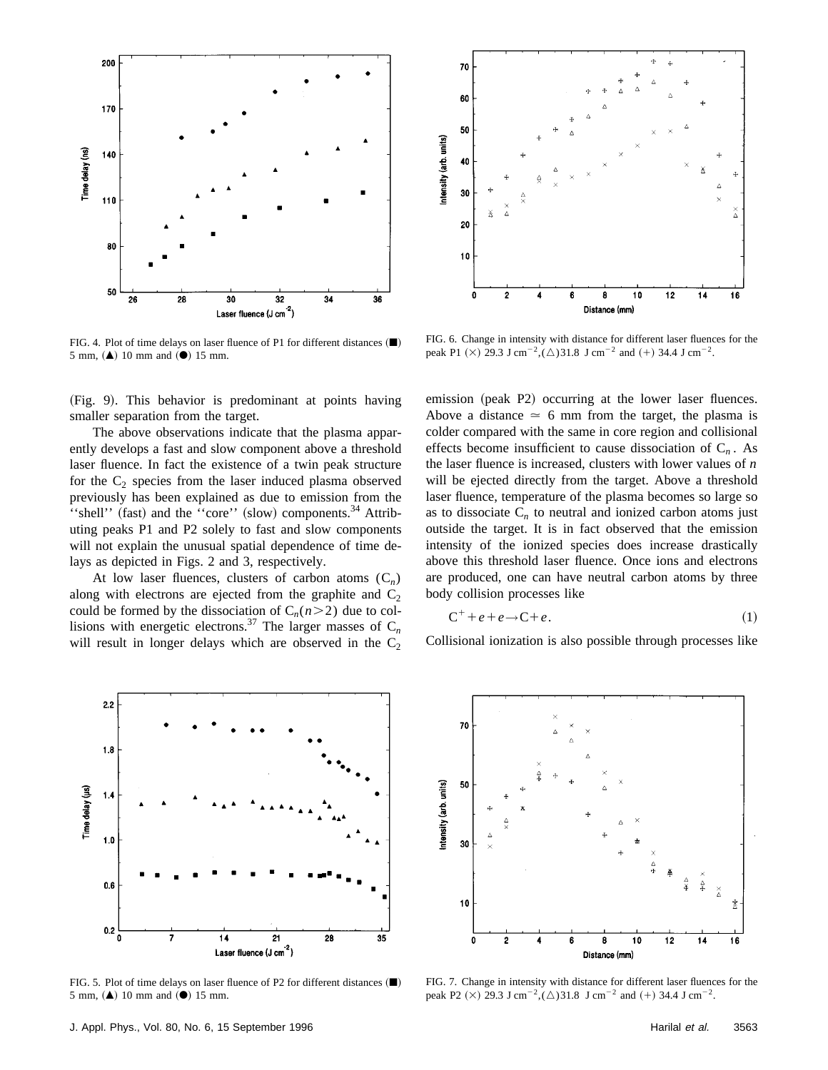FIG. 4. Plot of time delays on laser fluence of P1 for different distances (■) 5 mm, (▲) 10 mm and (●) 15 mm.

FIG. 6. Change in intensity with distance for different laser fluences for the peak P1 (×) 29.3 J cm$^{-2}$,(△)31.8 J cm$^{-2}$ and (+) 34.4 J cm$^{-2}$.

(Fig. 9). This behavior is predominant at points having smaller separation from the target.

The above observations indicate that the plasma apparently develops a fast and slow component above a threshold laser fluence. In fact the existence of a twin peak structure for the $C_2$ species from the laser induced plasma observed previously has been explained as due to emission from the ''shell'' (fast) and the ''core'' (slow) components.[34] Attributing peaks P1 and P2 solely to fast and slow components will not explain the unusual spatial dependence of time delays as depicted in Figs. 2 and 3, respectively.

At low laser fluences, clusters of carbon atoms ($C_n$) along with electrons are ejected from the graphite and $C_2$ could be formed by the dissociation of $C_n(n>2)$ due to collisions with energetic electrons.[37] The larger masses of $C_n$ will result in longer delays which are observed in the $C_2$ emission (peak P2) occurring at the lower laser fluences. Above a distance $\simeq$ 6 mm from the target, the plasma is colder compared with the same in core region and collisional effects become insufficient to cause dissociation of $C_n$. As the laser fluence is increased, clusters with lower values of $n$ will be ejected directly from the target. Above a threshold laser fluence, temperature of the plasma becomes so large so as to dissociate $C_n$ to neutral and ionized carbon atoms just outside the target. It is in fact observed that the emission intensity of the ionized species does increase drastically above this threshold laser fluence. Once ions and electrons are produced, one can have neutral carbon atoms by three body collision processes like

$$C^{+}+e+e\rightarrow C+e. \tag{1}$$

Collisional ionization is also possible through processes like

FIG. 5. Plot of time delays on laser fluence of P2 for different distances (■) 5 mm, (▲) 10 mm and (●) 15 mm.

FIG. 7. Change in intensity with distance for different laser fluences for the peak P2 (×) 29.3 J cm$^{-2}$,(△)31.8 J cm$^{-2}$ and (+) 34.4 J cm$^{-2}$.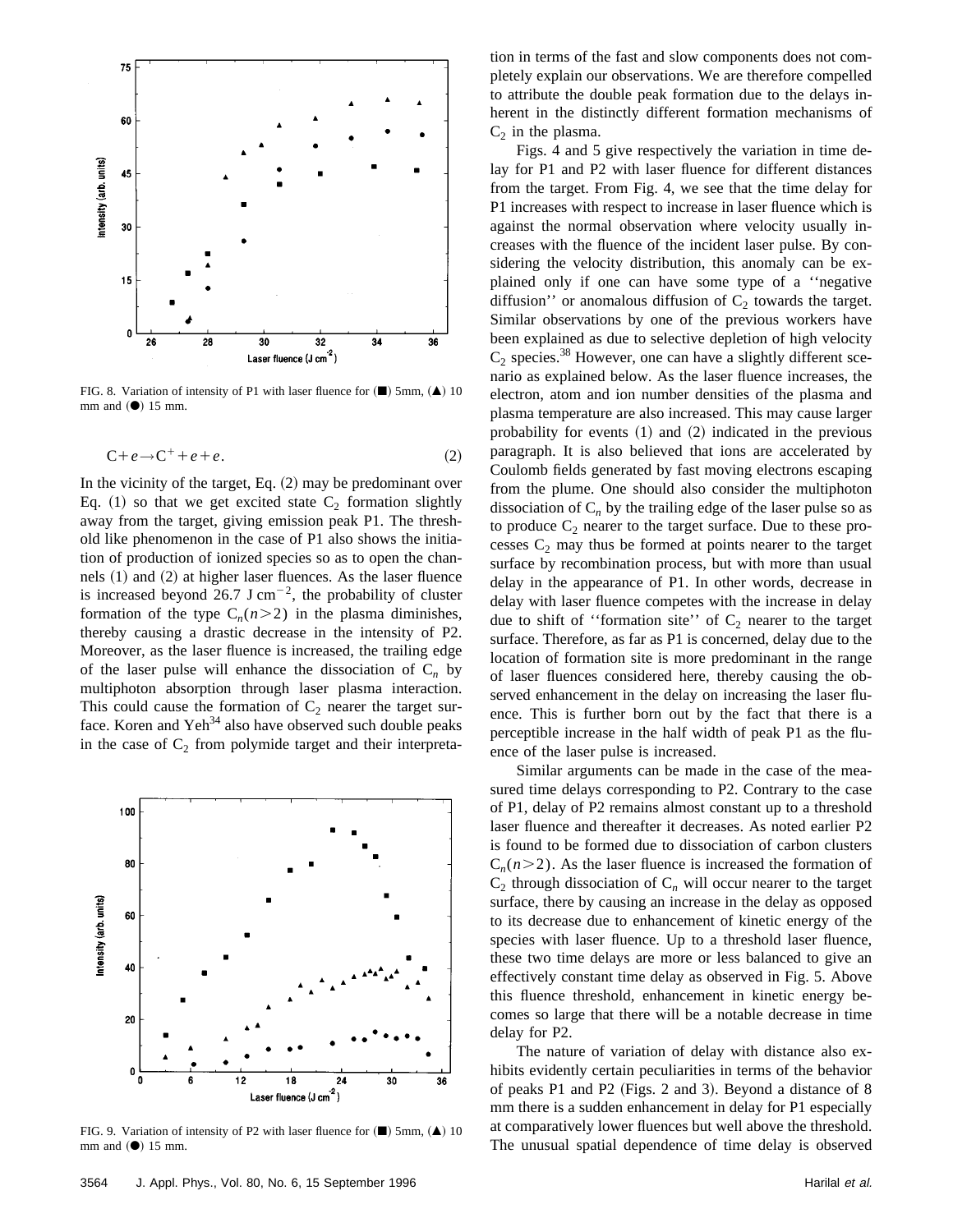FIG. 8. Variation of intensity of P1 with laser fluence for (■) 5mm, (▲) 10 mm and (●) 15 mm.

$$\mathrm{C}+e\rightarrow\mathrm{C}^{+}+e+e. \tag{2}$$

In the vicinity of the target, Eq. (2) may be predominant over Eq. (1) so that we get excited state $C_2$ formation slightly away from the target, giving emission peak P1. The threshold like phenomenon in the case of P1 also shows the initiation of production of ionized species so as to open the channels (1) and (2) at higher laser fluences. As the laser fluence is increased beyond 26.7 J $\mathrm{cm}^{-2}$, the probability of cluster formation of the type $C_n(n>2)$ in the plasma diminishes, thereby causing a drastic decrease in the intensity of P2. Moreover, as the laser fluence is increased, the trailing edge of the laser pulse will enhance the dissociation of $C_n$ by multiphoton absorption through laser plasma interaction. This could cause the formation of $C_2$ nearer the target surface. Koren and Yeh[34] also have observed such double peaks in the case of $C_2$ from polymide target and their interpretation in terms of the fast and slow components does not completely explain our observations. We are therefore compelled to attribute the double peak formation due to the delays inherent in the distinctly different formation mechanisms of $C_2$ in the plasma.

FIG. 9. Variation of intensity of P2 with laser fluence for (■) 5mm, (▲) 10 mm and (●) 15 mm.

Figs. 4 and 5 give respectively the variation in time delay for P1 and P2 with laser fluence for different distances from the target. From Fig. 4, we see that the time delay for P1 increases with respect to increase in laser fluence which is against the normal observation where velocity usually increases with the fluence of the incident laser pulse. By considering the velocity distribution, this anomaly can be explained only if one can have some type of a ''negative diffusion'' or anomalous diffusion of $C_2$ towards the target. Similar observations by one of the previous workers have been explained as due to selective depletion of high velocity $C_2$ species.[38] However, one can have a slightly different scenario as explained below. As the laser fluence increases, the electron, atom and ion number densities of the plasma and plasma temperature are also increased. This may cause larger probability for events (1) and (2) indicated in the previous paragraph. It is also believed that ions are accelerated by Coulomb fields generated by fast moving electrons escaping from the plume. One should also consider the multiphoton dissociation of $C_n$ by the trailing edge of the laser pulse so as to produce $C_2$ nearer to the target surface. Due to these processes $C_2$ may thus be formed at points nearer to the target surface by recombination process, but with more than usual delay in the appearance of P1. In other words, decrease in delay with laser fluence competes with the increase in delay due to shift of ''formation site'' of $C_2$ nearer to the target surface. Therefore, as far as P1 is concerned, delay due to the location of formation site is more predominant in the range of laser fluences considered here, thereby causing the observed enhancement in the delay on increasing the laser fluence. This is further born out by the fact that there is a perceptible increase in the half width of peak P1 as the fluence of the laser pulse is increased.

Similar arguments can be made in the case of the measured time delays corresponding to P2. Contrary to the case of P1, delay of P2 remains almost constant up to a threshold laser fluence and thereafter it decreases. As noted earlier P2 is found to be formed due to dissociation of carbon clusters $C_n(n>2)$. As the laser fluence is increased the formation of $C_2$ through dissociation of $C_n$ will occur nearer to the target surface, there by causing an increase in the delay as opposed to its decrease due to enhancement of kinetic energy of the species with laser fluence. Up to a threshold laser fluence, these two time delays are more or less balanced to give an effectively constant time delay as observed in Fig. 5. Above this fluence threshold, enhancement in kinetic energy becomes so large that there will be a notable decrease in time delay for P2.

The nature of variation of delay with distance also exhibits evidently certain peculiarities in terms of the behavior of peaks P1 and P2 (Figs. 2 and 3). Beyond a distance of 8 mm there is a sudden enhancement in delay for P1 especially at comparatively lower fluences but well above the threshold. The unusual spatial dependence of time delay is observed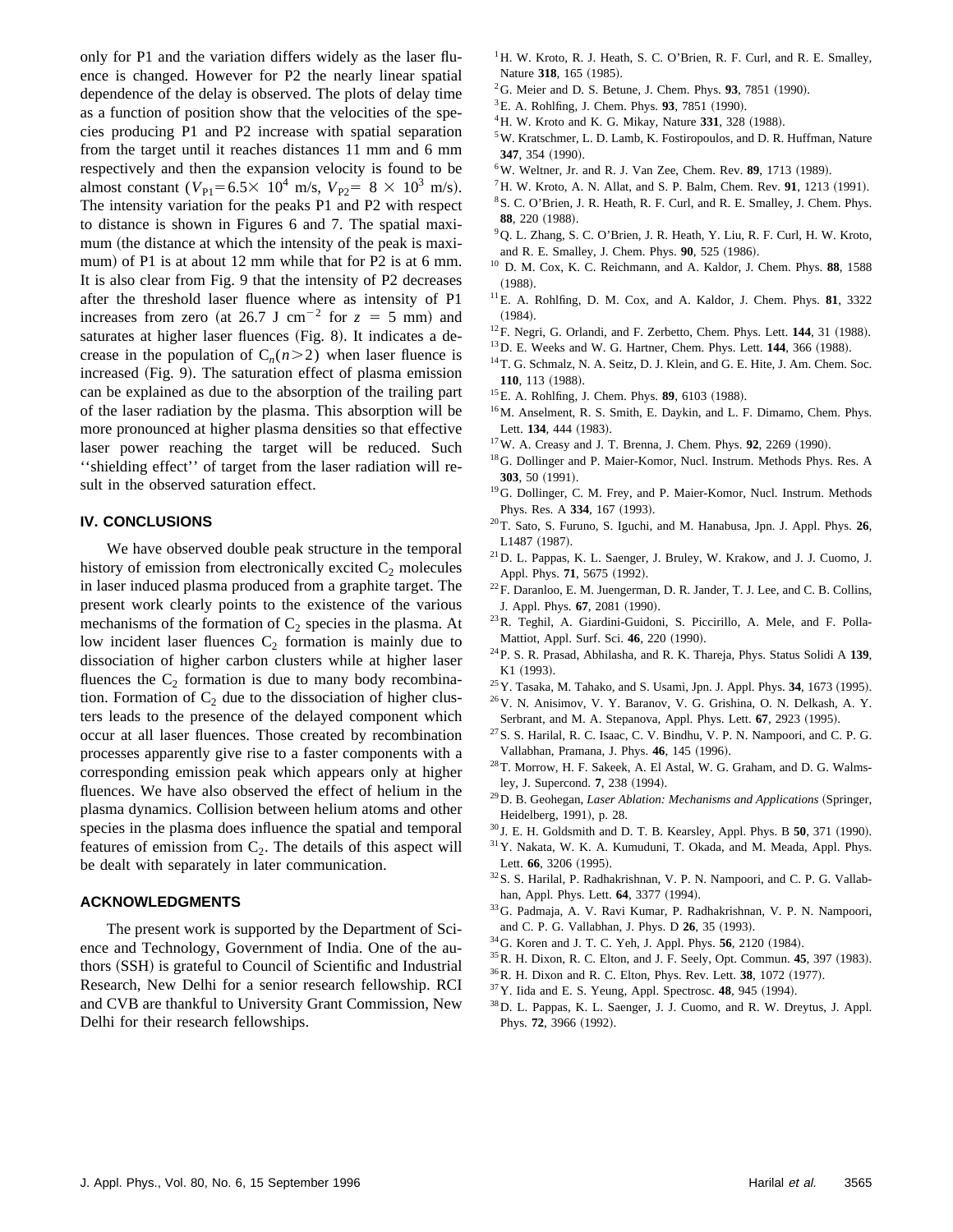only for P1 and the variation differs widely as the laser fluence is changed. However for P2 the nearly linear spatial dependence of the delay is observed. The plots of delay time as a function of position show that the velocities of the species producing P1 and P2 increase with spatial separation from the target until it reaches distances 11 mm and 6 mm respectively and then the expansion velocity is found to be almost constant ($V_{P1}=6.5\times 10^4$ m/s, $V_{P2}= 8 \times 10^3$ m/s). The intensity variation for the peaks P1 and P2 with respect to distance is shown in Figures 6 and 7. The spatial maximum (the distance at which the intensity of the peak is maximum) of P1 is at about 12 mm while that for P2 is at 6 mm. It is also clear from Fig. 9 that the intensity of P2 decreases after the threshold laser fluence where as intensity of P1 increases from zero (at 26.7 J cm$^{-2}$ for $z = 5$ mm) and saturates at higher laser fluences (Fig. 8). It indicates a decrease in the population of $C_n(n>2)$ when laser fluence is increased (Fig. 9). The saturation effect of plasma emission can be explained as due to the absorption of the trailing part of the laser radiation by the plasma. This absorption will be more pronounced at higher plasma densities so that effective laser power reaching the target will be reduced. Such ''shielding effect'' of target from the laser radiation will result in the observed saturation effect.

## IV. CONCLUSIONS

We have observed double peak structure in the temporal history of emission from electronically excited $C_2$ molecules in laser induced plasma produced from a graphite target. The present work clearly points to the existence of the various mechanisms of the formation of $C_2$ species in the plasma. At low incident laser fluences $C_2$ formation is mainly due to dissociation of higher carbon clusters while at higher laser fluences the $C_2$ formation is due to many body recombination. Formation of $C_2$ due to the dissociation of higher clusters leads to the presence of the delayed component which occur at all laser fluences. Those created by recombination processes apparently give rise to a faster components with a corresponding emission peak which appears only at higher fluences. We have also observed the effect of helium in the plasma dynamics. Collision between helium atoms and other species in the plasma does influence the spatial and temporal features of emission from $C_2$. The details of this aspect will be dealt with separately in later communication.

## ACKNOWLEDGMENTS

The present work is supported by the Department of Science and Technology, Government of India. One of the authors (SSH) is grateful to Council of Scientific and Industrial Research, New Delhi for a senior research fellowship. RCI and CVB are thankful to University Grant Commission, New Delhi for their research fellowships.

[1] H. W. Kroto, R. J. Heath, S. C. O'Brien, R. F. Curl, and R. E. Smalley, Nature **318**, 165 (1985).

[2] G. Meier and D. S. Betune, J. Chem. Phys. **93**, 7851 (1990).

[3] E. A. Rohlfing, J. Chem. Phys. **93**, 7851 (1990).

[4] H. W. Kroto and K. G. Mikay, Nature **331**, 328 (1988).

[5] W. Kratschmer, L. D. Lamb, K. Fostiropoulos, and D. R. Huffman, Nature **347**, 354 (1990).

[6] W. Weltner, Jr. and R. J. Van Zee, Chem. Rev. **89**, 1713 (1989).

[7] H. W. Kroto, A. N. Allat, and S. P. Balm, Chem. Rev. **91**, 1213 (1991).

[8] S. C. O'Brien, J. R. Heath, R. F. Curl, and R. E. Smalley, J. Chem. Phys. **88**, 220 (1988).

[9] Q. L. Zhang, S. C. O'Brien, J. R. Heath, Y. Liu, R. F. Curl, H. W. Kroto, and R. E. Smalley, J. Chem. Phys. **90**, 525 (1986).

[10] D. M. Cox, K. C. Reichmann, and A. Kaldor, J. Chem. Phys. **88**, 1588 (1988).

[11] E. A. Rohlfing, D. M. Cox, and A. Kaldor, J. Chem. Phys. **81**, 3322 (1984).

[12] F. Negri, G. Orlandi, and F. Zerbetto, Chem. Phys. Lett. **144**, 31 (1988).

[13] D. E. Weeks and W. G. Hartner, Chem. Phys. Lett. **144**, 366 (1988).

[14] T. G. Schmalz, W. A. Seitz, D. J. Klein, and G. E. Hite, J. Am. Chem. Soc. **110**, 113 (1988).

[15] E. A. Rohlfing, J. Chem. Phys. **89**, 6103 (1988).

[16] M. Anselment, R. S. Smith, E. Daykin, and L. F. Dimamo, Chem. Phys. Lett. **134**, 444 (1983).

[17] W. A. Creasy and J. T. Brenna, J. Chem. Phys. **92**, 2269 (1990).

[18] G. Dollinger and P. Maier-Komor, Nucl. Instrum. Methods Phys. Res. A **303**, 50 (1991).

[19] G. Dollinger, C. M. Frey, and P. Maier-Komor, Nucl. Instrum. Methods Phys. Res. A **334**, 167 (1993).

[20] T. Sato, S. Furuno, S. Iguchi, and M. Hanabusa, Jpn. J. Appl. Phys. **26**, L1487 (1987).

[21] D. L. Pappas, K. L. Saenger, J. Bruley, W. Krakow, and J. J. Cuomo, J. Appl. Phys. **71**, 5675 (1992).

[22] F. Daranloo, E. M. Juengerman, D. R. Jander, T. J. Lee, and C. B. Collins, J. Appl. Phys. **67**, 2081 (1990).

[23] R. Teghil, A. Giardini-Guidoni, S. Piccirillo, A. Mele, and F. Polla-Mattiot, Appl. Surf. Sci. **46**, 220 (1990).

[24] P. S. R. Prasad, Abhilasha, and R. K. Thareja, Phys. Status Solidi A **139**, K1 (1993).

[25] Y. Tasaka, M. Tahako, and S. Usami, Jpn. J. Appl. Phys. **34**, 1673 (1995).

[26] V. N. Anisimov, V. Y. Baranov, V. G. Grishina, O. N. Delkash, A. Y. Serbrant, and M. A. Stepanova, Appl. Phys. Lett. **67**, 2923 (1995).

[27] S. S. Harilal, R. C. Isaac, C. V. Bindhu, V. P. N. Nampoori, and C. P. G. Vallabhan, Pramana, J. Phys. **46**, 145 (1996).

[28] T. Morrow, H. F. Sakeek, A. El Astal, W. G. Graham, and D. G. Walmsley, J. Supercond. **7**, 238 (1994).

[29] D. B. Geohegan, *Laser Ablation: Mechanisms and Applications* (Springer, Heidelberg, 1991), p. 28.

[30] J. E. H. Goldsmith and D. T. B. Kearsley, Appl. Phys. B **50**, 371 (1990).

[31] Y. Nakata, W. K. A. Kumuduni, T. Okada, and M. Meada, Appl. Phys. Lett. **66**, 3206 (1995).

[32] S. S. Harilal, P. Radhakrishnan, V. P. N. Nampoori, and C. P. G. Vallabhan, Appl. Phys. Lett. **64**, 3377 (1994).

[33] G. Padmaja, A. V. Ravi Kumar, P. Radhakrishnan, V. P. N. Nampoori, and C. P. G. Vallabhan, J. Phys. D **26**, 35 (1993).

[34] G. Koren and J. T. C. Yeh, J. Appl. Phys. **56**, 2120 (1984).

[35] R. H. Dixon, R. C. Elton, and J. F. Seely, Opt. Commun. **45**, 397 (1983).

[36] R. H. Dixon and R. C. Elton, Phys. Rev. Lett. **38**, 1072 (1977).

[37] Y. Iida and E. S. Yeung, Appl. Spectrosc. **48**, 945 (1994).

[38] D. L. Pappas, K. L. Saenger, J. J. Cuomo, and R. W. Dreytus, J. Appl. Phys. **72**, 3966 (1992).